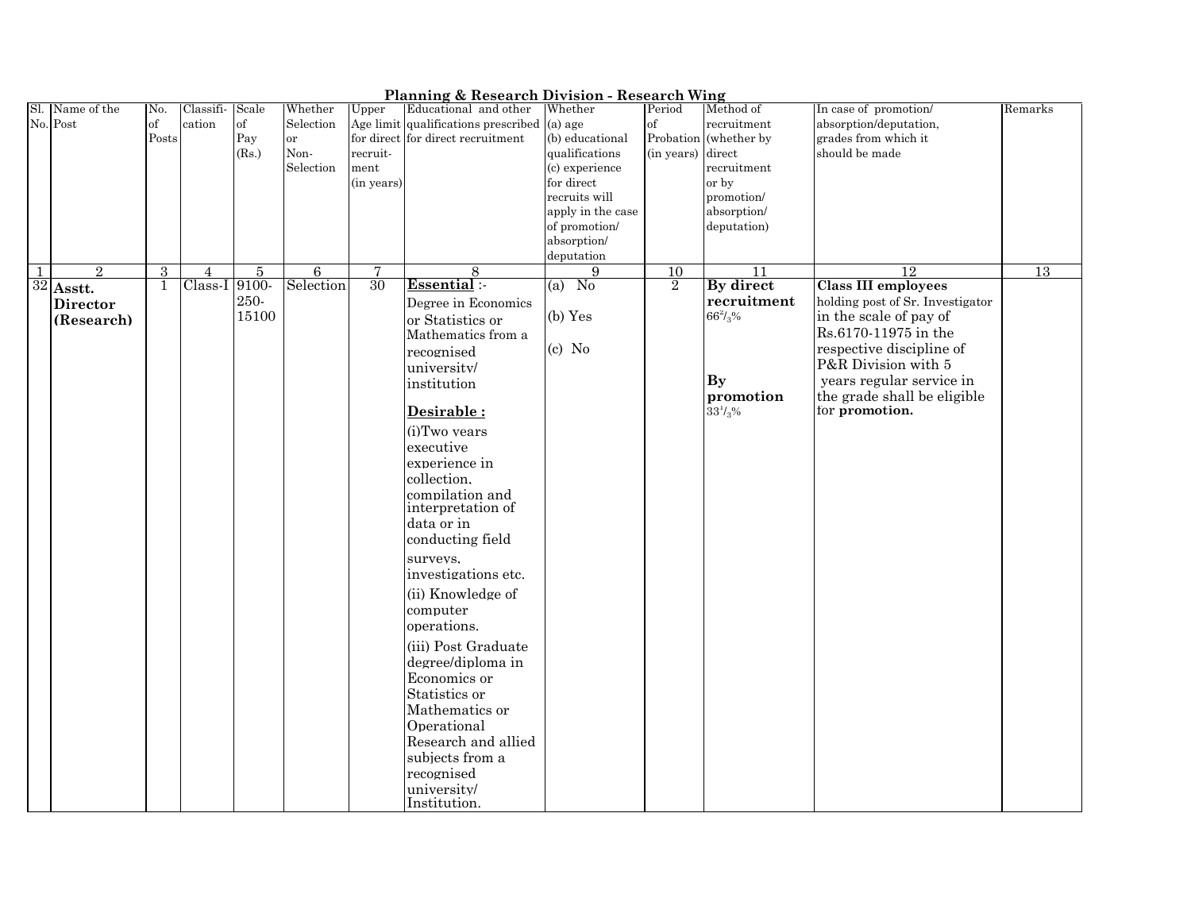## Planning & Research Division - Research Wing

| Sl. No. | Name of the Post | No. of Posts | Classifi-cation | Scale of Pay (Rs.) | Whether Selection or Non-Selection | Upper Age limit for direct recruit-ment (in years) | Educational and other qualifications prescribed for direct recruitment | Whether (a) age (b) educational qualifications (c) experience for direct recruits will apply in the case of promotion/ absorption/ deputation | Period of Probation (in years) | Method of recruitment (whether by direct recruitment or by promotion/ absorption/ deputation) | In case of promotion/ absorption/deputation, grades from which it should be made | Remarks |
|---|---|---|---|---|---|---|---|---|---|---|---|---|
| 1 | 2 | 3 | 4 | 5 | 6 | 7 | 8 | 9 | 10 | 11 | 12 | 13 |
| 32 | **Asstt. Director (Research)** | 1 | Class-I | 9100-250-15100 | Selection | 30 | **Essential** :- Degree in Economics or Statistics or Mathematics from a recognised university/ institution<br><br>**Desirable :**<br>(i)Two years executive experience in collection, compilation and interpretation of data or in conducting field surveys, investigations etc.<br>(ii) Knowledge of computer operations.<br>(iii) Post Graduate degree/diploma in Economics or Statistics or Mathematics or Operational Research and allied subjects from a recognised university/ Institution. | (a) No<br>(b) Yes<br>(c) No | 2 | **By direct recruitment** $66^{2}/_{3}$%<br><br>**By promotion** $33^{1}/_{3}$% | **Class III employees** holding post of Sr. Investigator in the scale of pay of Rs.6170-11975 in the respective discipline of P&R Division with 5 years regular service in the grade shall be eligible for **promotion.** | |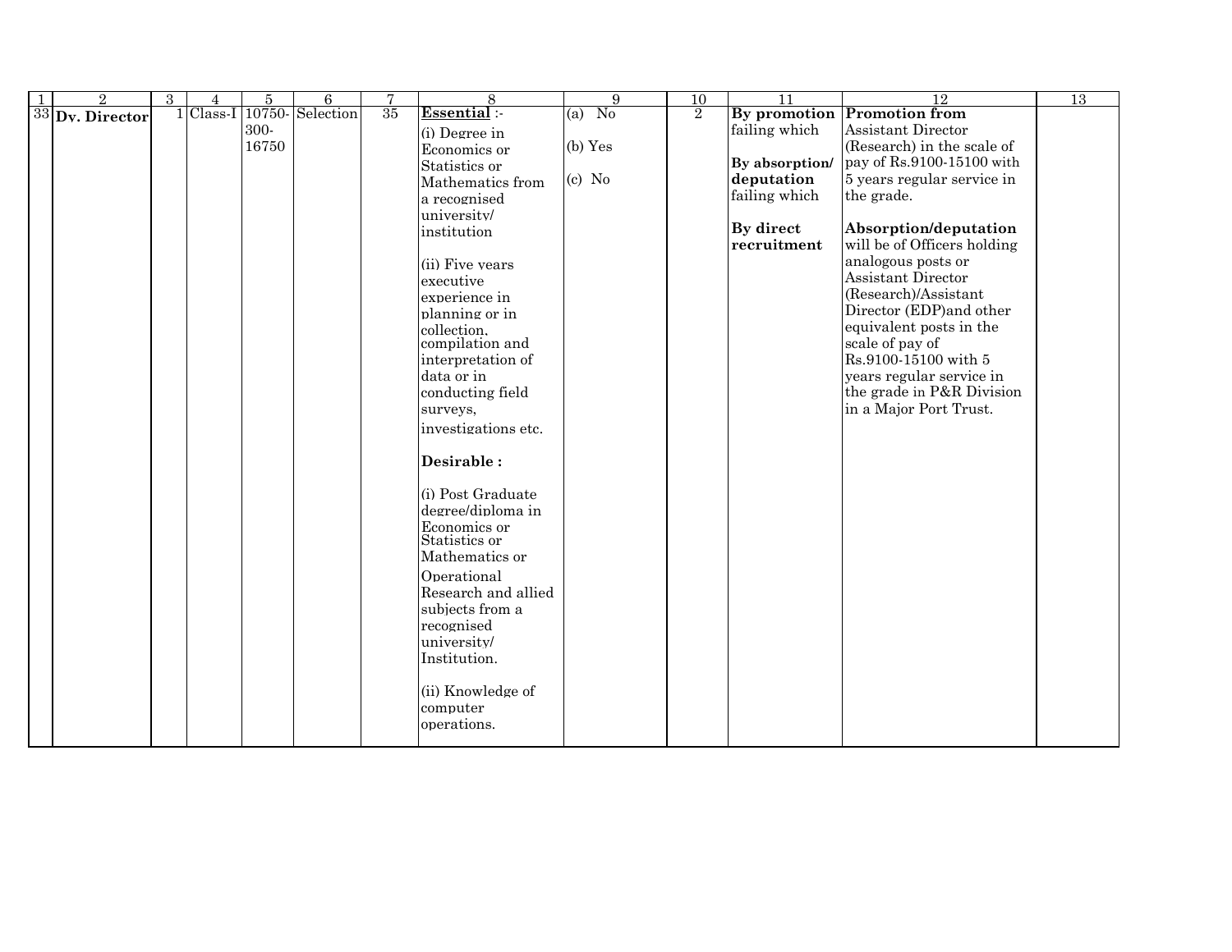| 1 | 2 | 3 | 4 | 5 | 6 | 7 | 8 | 9 | 10 | 11 | 12 | 13 |
|---|---|---|---|---|---|---|---|---|---|---|---|---|
| 33 | **Dy. Director** | 1 | Class-I | 10750-300-16750 | Selection | 35 | **Essential** :-<br><br>(i) Degree in Economics or Statistics or Mathematics from a recognised university/ institution<br><br>(ii) Five years executive experience in planning or in collection, compilation and interpretation of data or in conducting field surveys, investigations etc.<br><br>**Desirable :**<br><br>(i) Post Graduate degree/diploma in Economics or Statistics or Mathematics or Operational Research and allied subjects from a recognised university/ Institution.<br><br>(ii) Knowledge of computer operations. | (a) No<br><br>(b) Yes<br><br>(c) No | 2 | **By promotion** failing which<br><br>**By absorption/ deputation** failing which<br><br>**By direct recruitment** | **Promotion from** Assistant Director (Research) in the scale of pay of Rs.9100-15100 with 5 years regular service in the grade.<br><br>**Absorption/deputation** will be of Officers holding analogous posts or Assistant Director (Research)/Assistant Director (EDP)and other equivalent posts in the scale of pay of Rs.9100-15100 with 5 years regular service in the grade in P&R Division in a Major Port Trust. | |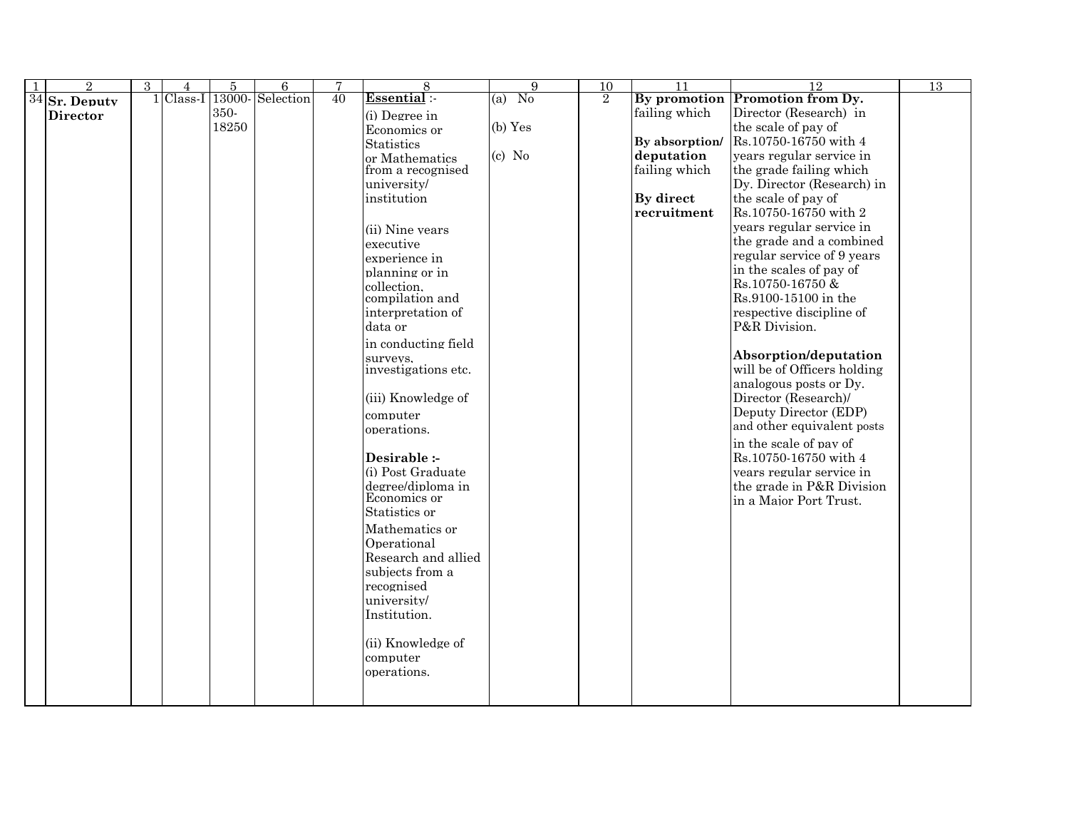| 1 | 2 | 3 | 4 | 5 | 6 | 7 | 8 | 9 | 10 | 11 | 12 | 13 |
|---|---|---|---|---|---|---|---|---|---|---|---|---|
| 34 | **Sr. Deputy Director** | 1 | Class-I | 13000-350-18250 | Selection | 40 | **Essential** :-<br>(i) Degree in Economics or Statistics or Mathematics from a recognised university/ institution<br><br>(ii) Nine years executive experience in planning or in collection, compilation and interpretation of data or in conducting field surveys, investigations etc.<br><br>(iii) Knowledge of computer operations.<br><br>**Desirable :-**<br>(i) Post Graduate degree/diploma in Economics or Statistics or Mathematics or Operational Research and allied subjects from a recognised university/ Institution.<br><br>(ii) Knowledge of computer operations. | (a) No<br><br>(b) Yes<br><br>(c) No | 2 | **By promotion** failing which<br><br>**By absorption/ deputation** failing which<br><br>**By direct recruitment** | **Promotion from Dy.** Director (Research) in the scale of pay of Rs.10750-16750 with 4 years regular service in the grade failing which Dy. Director (Research) in the scale of pay of Rs.10750-16750 with 2 years regular service in the grade and a combined regular service of 9 years in the scales of pay of Rs.10750-16750 & Rs.9100-15100 in the respective discipline of P&R Division.<br><br>**Absorption/deputation** will be of Officers holding analogous posts or Dy. Director (Research)/ Deputy Director (EDP) and other equivalent posts in the scale of pay of Rs.10750-16750 with 4 years regular service in the grade in P&R Division in a Major Port Trust. | |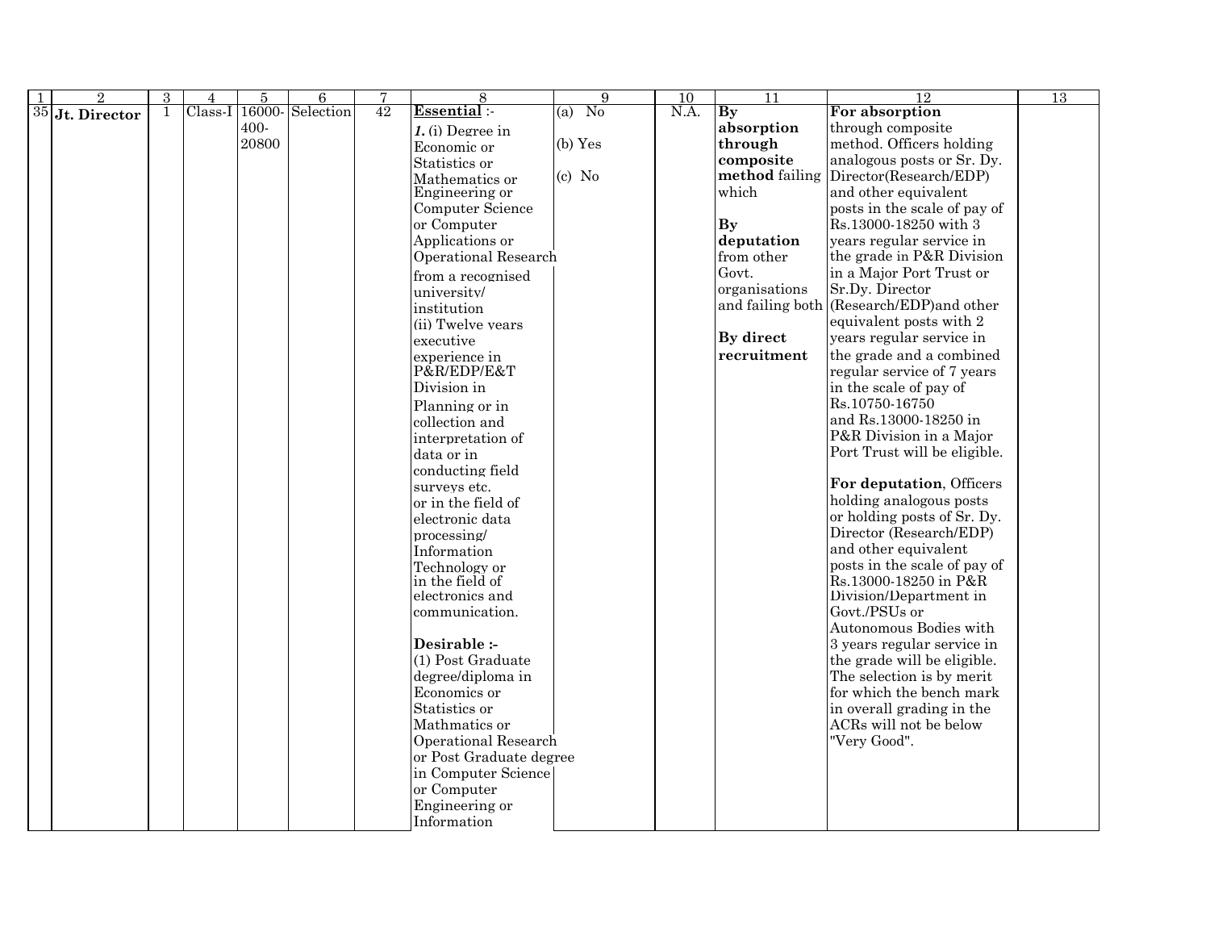| 1 | 2 | 3 | 4 | 5 | 6 | 7 | 8 | 9 | 10 | 11 | 12 | 13 |
|---|---|---|---|---|---|---|---|---|---|---|---|---|
| 35 | **Jt. Director** | 1 | Class-I | 16000-400-20800 | Selection | 42 | **Essential** :-<br>***1.*** (i) Degree in Economic or Statistics or Mathematics or Engineering or Computer Science or Computer Applications or Operational Research from a recognised university/ institution<br>(ii) Twelve years executive experience in P&R/EDP/E&T Division in Planning or in collection and interpretation of data or in conducting field surveys etc. or in the field of electronic data processing/ Information Technology or in the field of electronics and communication.<br><br>**Desirable :-**<br>(1) Post Graduate degree/diploma in Economics or Statistics or Mathmatics or Operational Research or Post Graduate degree in Computer Science or Computer Engineering or Information | (a) No<br><br>(b) Yes<br><br>(c) No | N.A. | **By absorption through composite method** failing which<br><br>**By deputation** from other Govt. organisations and failing both<br><br>**By direct recruitment** | **For absorption** through composite method. Officers holding analogous posts or Sr. Dy. Director(Research/EDP) and other equivalent posts in the scale of pay of Rs.13000-18250 with 3 years regular service in the grade in P&R Division in a Major Port Trust or Sr.Dy. Director (Research/EDP)and other equivalent posts with 2 years regular service in the grade and a combined regular service of 7 years in the scale of pay of Rs.10750-16750 and Rs.13000-18250 in P&R Division in a Major Port Trust will be eligible.<br><br>**For deputation**, Officers holding analogous posts or holding posts of Sr. Dy. Director (Research/EDP) and other equivalent posts in the scale of pay of Rs.13000-18250 in P&R Division/Department in Govt./PSUs or Autonomous Bodies with 3 years regular service in the grade will be eligible. The selection is by merit for which the bench mark in overall grading in the ACRs will not be below "Very Good". | |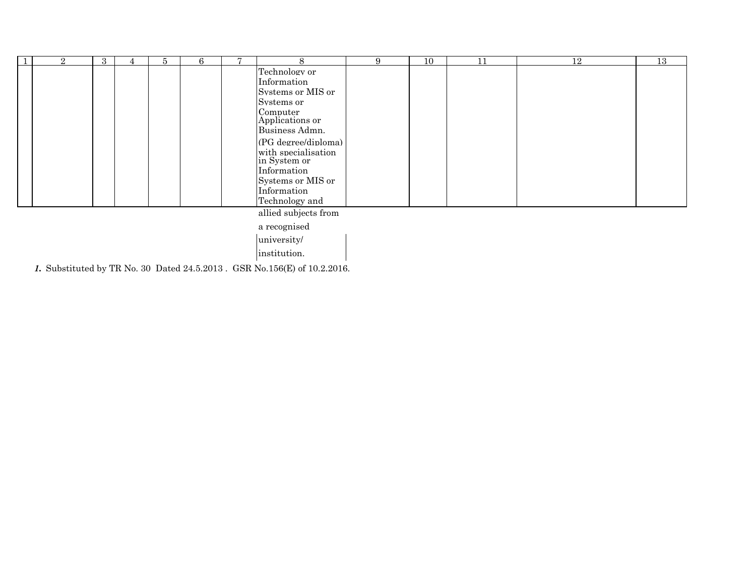| 1 | 2 | 3 | 4 | 5 | 6 | 7 | 8 | 9 | 10 | 11 | 12 | 13 |
|---|---|---|---|---|---|---|---|---|---|---|---|---|
| | | | | | | | Technology or Information Systems or MIS or Systems or Computer Applications or Business Admn. (PG degree/diploma) with specialisation in System or Information Systems or MIS or Information Technology and allied subjects from a recognised university/ institution. | | | | | |

***1.*** Substituted by TR No. 30 Dated 24.5.2013 . GSR No.156(E) of 10.2.2016.